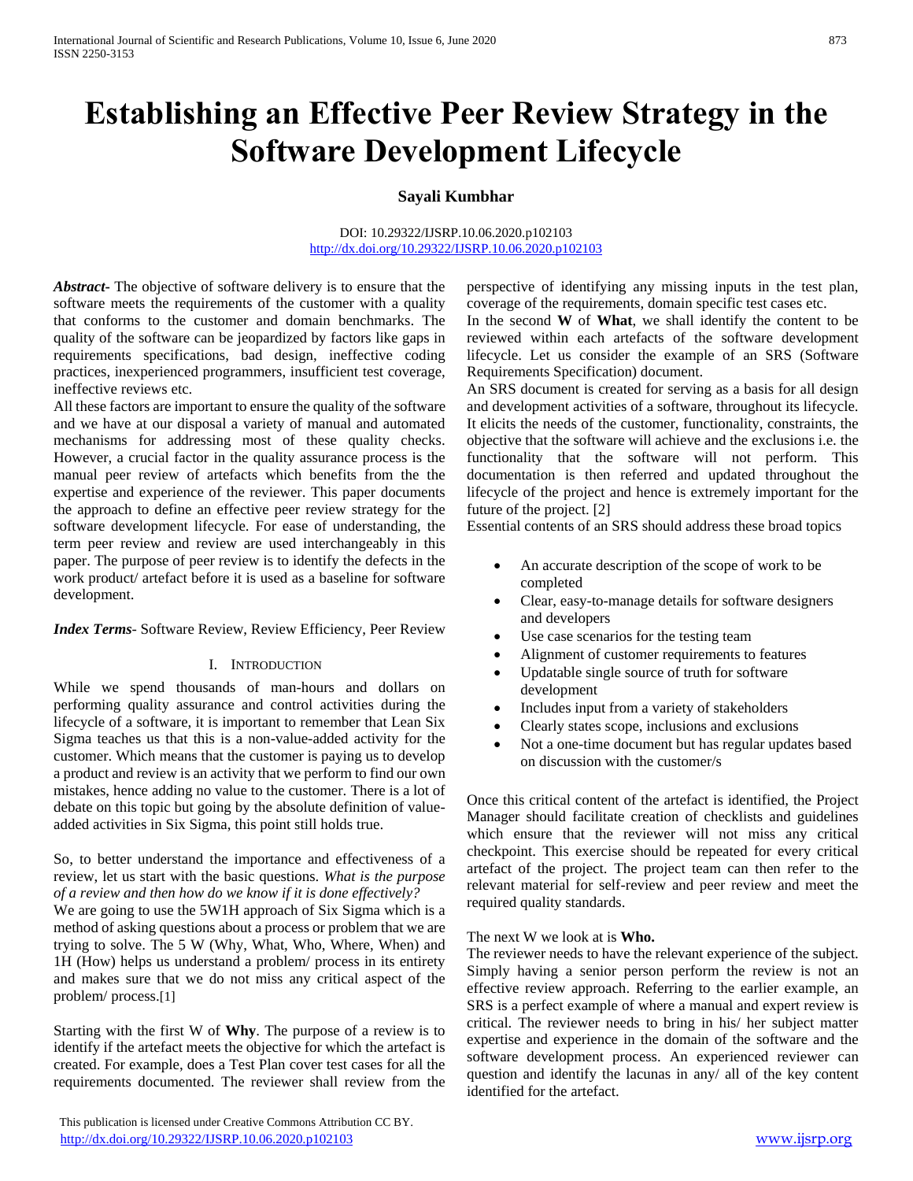# Establishing an Effective Peer Review Strategy in the Software Development Lifecycle

**Sayali Kumbhar**

DOI: 10.29322/IJSRP.10.06.2020.p102103
http://dx.doi.org/10.29322/IJSRP.10.06.2020.p102103

***Abstract***- The objective of software delivery is to ensure that the software meets the requirements of the customer with a quality that conforms to the customer and domain benchmarks. The quality of the software can be jeopardized by factors like gaps in requirements specifications, bad design, ineffective coding practices, inexperienced programmers, insufficient test coverage, ineffective reviews etc.

All these factors are important to ensure the quality of the software and we have at our disposal a variety of manual and automated mechanisms for addressing most of these quality checks. However, a crucial factor in the quality assurance process is the manual peer review of artefacts which benefits from the the expertise and experience of the reviewer. This paper documents the approach to define an effective peer review strategy for the software development lifecycle. For ease of understanding, the term peer review and review are used interchangeably in this paper. The purpose of peer review is to identify the defects in the work product/ artefact before it is used as a baseline for software development.

***Index Terms***- Software Review, Review Efficiency, Peer Review

## I. Introduction

While we spend thousands of man-hours and dollars on performing quality assurance and control activities during the lifecycle of a software, it is important to remember that Lean Six Sigma teaches us that this is a non-value-added activity for the customer. Which means that the customer is paying us to develop a product and review is an activity that we perform to find our own mistakes, hence adding no value to the customer. There is a lot of debate on this topic but going by the absolute definition of value-added activities in Six Sigma, this point still holds true.

So, to better understand the importance and effectiveness of a review, let us start with the basic questions. *What is the purpose of a review and then how do we know if it is done effectively?*

We are going to use the 5W1H approach of Six Sigma which is a method of asking questions about a process or problem that we are trying to solve. The 5 W (Why, What, Who, Where, When) and 1H (How) helps us understand a problem/ process in its entirety and makes sure that we do not miss any critical aspect of the problem/ process.[1]

Starting with the first W of **Why**. The purpose of a review is to identify if the artefact meets the objective for which the artefact is created. For example, does a Test Plan cover test cases for all the requirements documented. The reviewer shall review from the perspective of identifying any missing inputs in the test plan, coverage of the requirements, domain specific test cases etc.

In the second **W** of **What**, we shall identify the content to be reviewed within each artefacts of the software development lifecycle. Let us consider the example of an SRS (Software Requirements Specification) document.

An SRS document is created for serving as a basis for all design and development activities of a software, throughout its lifecycle. It elicits the needs of the customer, functionality, constraints, the objective that the software will achieve and the exclusions i.e. the functionality that the software will not perform. This documentation is then referred and updated throughout the lifecycle of the project and hence is extremely important for the future of the project. [2]

Essential contents of an SRS should address these broad topics

- An accurate description of the scope of work to be completed
- Clear, easy-to-manage details for software designers and developers
- Use case scenarios for the testing team
- Alignment of customer requirements to features
- Updatable single source of truth for software development
- Includes input from a variety of stakeholders
- Clearly states scope, inclusions and exclusions
- Not a one-time document but has regular updates based on discussion with the customer/s

Once this critical content of the artefact is identified, the Project Manager should facilitate creation of checklists and guidelines which ensure that the reviewer will not miss any critical checkpoint. This exercise should be repeated for every critical artefact of the project. The project team can then refer to the relevant material for self-review and peer review and meet the required quality standards.

The next W we look at is **Who.**

The reviewer needs to have the relevant experience of the subject. Simply having a senior person perform the review is not an effective review approach. Referring to the earlier example, an SRS is a perfect example of where a manual and expert review is critical. The reviewer needs to bring in his/ her subject matter expertise and experience in the domain of the software and the software development process. An experienced reviewer can question and identify the lacunas in any/ all of the key content identified for the artefact.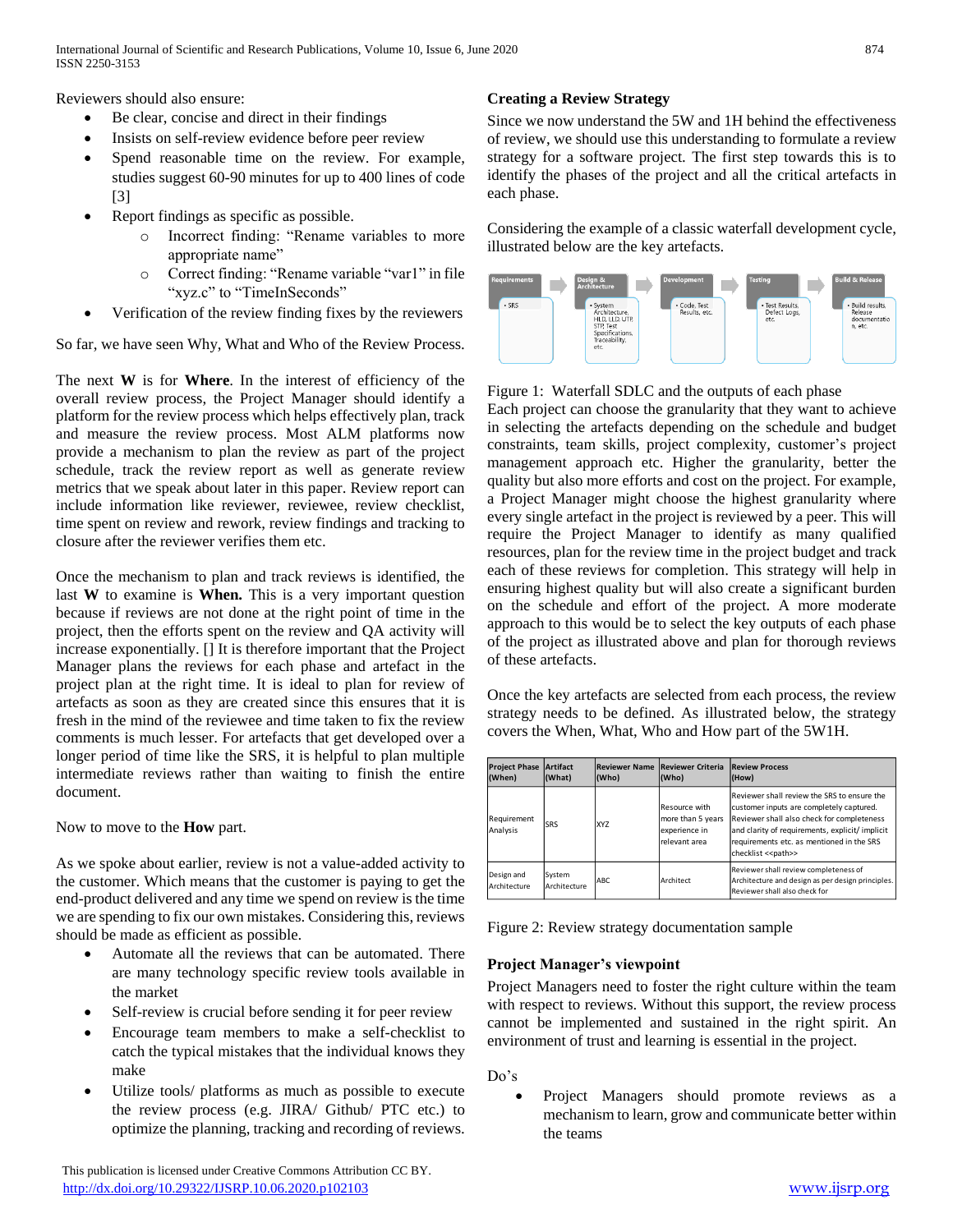Reviewers should also ensure:

- Be clear, concise and direct in their findings
- Insists on self-review evidence before peer review
- Spend reasonable time on the review. For example, studies suggest 60-90 minutes for up to 400 lines of code [3]
- Report findings as specific as possible.
  - Incorrect finding: "Rename variables to more appropriate name"
  - Correct finding: "Rename variable "var1" in file "xyz.c" to "TimeInSeconds"
- Verification of the review finding fixes by the reviewers

So far, we have seen Why, What and Who of the Review Process.

The next **W** is for **Where**. In the interest of efficiency of the overall review process, the Project Manager should identify a platform for the review process which helps effectively plan, track and measure the review process. Most ALM platforms now provide a mechanism to plan the review as part of the project schedule, track the review report as well as generate review metrics that we speak about later in this paper. Review report can include information like reviewer, reviewee, review checklist, time spent on review and rework, review findings and tracking to closure after the reviewer verifies them etc.

Once the mechanism to plan and track reviews is identified, the last **W** to examine is **When.** This is a very important question because if reviews are not done at the right point of time in the project, then the efforts spent on the review and QA activity will increase exponentially. [] It is therefore important that the Project Manager plans the reviews for each phase and artefact in the project plan at the right time. It is ideal to plan for review of artefacts as soon as they are created since this ensures that it is fresh in the mind of the reviewee and time taken to fix the review comments is much lesser. For artefacts that get developed over a longer period of time like the SRS, it is helpful to plan multiple intermediate reviews rather than waiting to finish the entire document.

Now to move to the **How** part.

As we spoke about earlier, review is not a value-added activity to the customer. Which means that the customer is paying to get the end-product delivered and any time we spend on review is the time we are spending to fix our own mistakes. Considering this, reviews should be made as efficient as possible.

- Automate all the reviews that can be automated. There are many technology specific review tools available in the market
- Self-review is crucial before sending it for peer review
- Encourage team members to make a self-checklist to catch the typical mistakes that the individual knows they make
- Utilize tools/ platforms as much as possible to execute the review process (e.g. JIRA/ Github/ PTC etc.) to optimize the planning, tracking and recording of reviews.

### Creating a Review Strategy

Since we now understand the 5W and 1H behind the effectiveness of review, we should use this understanding to formulate a review strategy for a software project. The first step towards this is to identify the phases of the project and all the critical artefacts in each phase.

Considering the example of a classic waterfall development cycle, illustrated below are the key artefacts.

| Requirements | Design & Architecture | Development | Testing | Build & Release |
|---|---|---|---|---|
| • SRS | • System Architecture, HLD, LLD, UTP, STP, Test Specifications, Traceability, etc. | • Code, Test Results, etc. | • Test Results, Defect Logs, etc. | • Build results, Release documentation, etc. |

Figure 1: Waterfall SDLC and the outputs of each phase

Each project can choose the granularity that they want to achieve in selecting the artefacts depending on the schedule and budget constraints, team skills, project complexity, customer's project management approach etc. Higher the granularity, better the quality but also more efforts and cost on the project. For example, a Project Manager might choose the highest granularity where every single artefact in the project is reviewed by a peer. This will require the Project Manager to identify as many qualified resources, plan for the review time in the project budget and track each of these reviews for completion. This strategy will help in ensuring highest quality but will also create a significant burden on the schedule and effort of the project. A more moderate approach to this would be to select the key outputs of each phase of the project as illustrated above and plan for thorough reviews of these artefacts.

Once the key artefacts are selected from each process, the review strategy needs to be defined. As illustrated below, the strategy covers the When, What, Who and How part of the 5W1H.

| Project Phase (When) | Artifact (What) | Reviewer Name (Who) | Reviewer Criteria (Who) | Review Process (How) |
|---|---|---|---|---|
| Requirement Analysis | SRS | XYZ | Resource with more than 5 years experience in relevant area | Reviewer shall review the SRS to ensure the customer inputs are completely captured. Reviewer shall also check for completeness and clarity of requirements, explicit/ implicit requirements etc. as mentioned in the SRS checklist <<path>> |
| Design and Architecture | System Architecture | ABC | Architect | Reviewer shall review completeness of Architecture and design as per design principles. Reviewer shall also check for |

Figure 2: Review strategy documentation sample

### Project Manager's viewpoint

Project Managers need to foster the right culture within the team with respect to reviews. Without this support, the review process cannot be implemented and sustained in the right spirit. An environment of trust and learning is essential in the project.

Do's

- Project Managers should promote reviews as a mechanism to learn, grow and communicate better within the teams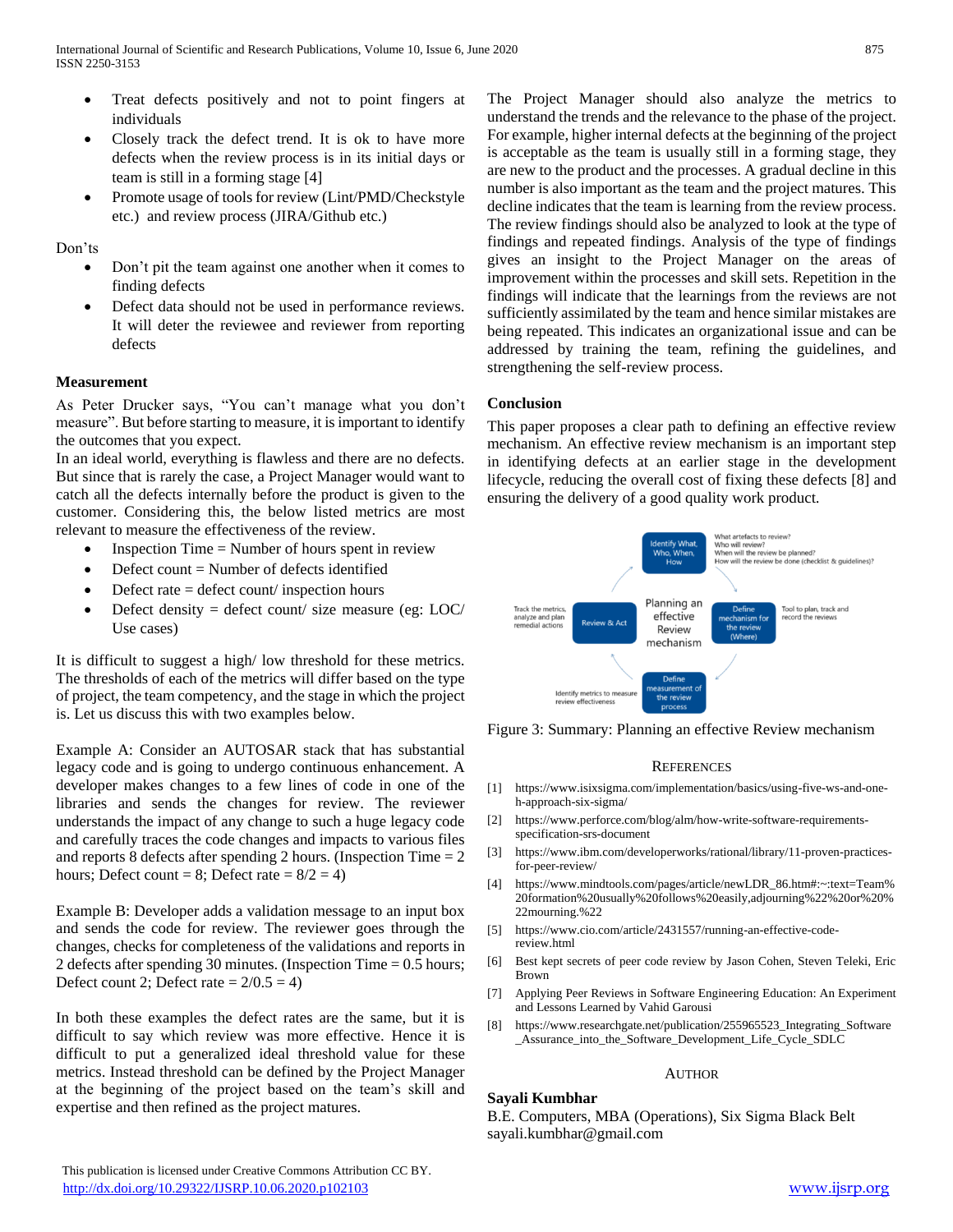- Treat defects positively and not to point fingers at individuals
- Closely track the defect trend. It is ok to have more defects when the review process is in its initial days or team is still in a forming stage [4]
- Promote usage of tools for review (Lint/PMD/Checkstyle etc.) and review process (JIRA/Github etc.)

Don'ts

- Don't pit the team against one another when it comes to finding defects
- Defect data should not be used in performance reviews. It will deter the reviewee and reviewer from reporting defects

### Measurement

As Peter Drucker says, "You can't manage what you don't measure". But before starting to measure, it is important to identify the outcomes that you expect.

In an ideal world, everything is flawless and there are no defects. But since that is rarely the case, a Project Manager would want to catch all the defects internally before the product is given to the customer. Considering this, the below listed metrics are most relevant to measure the effectiveness of the review.

- Inspection Time = Number of hours spent in review
- Defect count = Number of defects identified
- Defect rate = defect count/ inspection hours
- Defect density = defect count/ size measure (eg: LOC/ Use cases)

It is difficult to suggest a high/ low threshold for these metrics. The thresholds of each of the metrics will differ based on the type of project, the team competency, and the stage in which the project is. Let us discuss this with two examples below.

Example A: Consider an AUTOSAR stack that has substantial legacy code and is going to undergo continuous enhancement. A developer makes changes to a few lines of code in one of the libraries and sends the changes for review. The reviewer understands the impact of any change to such a huge legacy code and carefully traces the code changes and impacts to various files and reports 8 defects after spending 2 hours. (Inspection Time = 2 hours; Defect count = 8; Defect rate = 8/2 = 4)

Example B: Developer adds a validation message to an input box and sends the code for review. The reviewer goes through the changes, checks for completeness of the validations and reports in 2 defects after spending 30 minutes. (Inspection Time = 0.5 hours; Defect count 2; Defect rate = 2/0.5 = 4)

In both these examples the defect rates are the same, but it is difficult to say which review was more effective. Hence it is difficult to put a generalized ideal threshold value for these metrics. Instead threshold can be defined by the Project Manager at the beginning of the project based on the team's skill and expertise and then refined as the project matures.

The Project Manager should also analyze the metrics to understand the trends and the relevance to the phase of the project. For example, higher internal defects at the beginning of the project is acceptable as the team is usually still in a forming stage, they are new to the product and the processes. A gradual decline in this number is also important as the team and the project matures. This decline indicates that the team is learning from the review process. The review findings should also be analyzed to look at the type of findings and repeated findings. Analysis of the type of findings gives an insight to the Project Manager on the areas of improvement within the processes and skill sets. Repetition in the findings will indicate that the learnings from the reviews are not sufficiently assimilated by the team and hence similar mistakes are being repeated. This indicates an organizational issue and can be addressed by training the team, refining the guidelines, and strengthening the self-review process.

### Conclusion

This paper proposes a clear path to defining an effective review mechanism. An effective review mechanism is an important step in identifying defects at an earlier stage in the development lifecycle, reducing the overall cost of fixing these defects [8] and ensuring the delivery of a good quality work product.

Identify What, Who, When, How

What artefacts to review?
Who will review?
When will the review be planned?
How will the review be done (checklist & guidelines)?

Track the metrics, analyze and plan remedial actions

Review & Act

Planning an effective Review mechanism

Define mechanism for the review (Where)

Tool to plan, track and record the reviews

Identify metrics to measure review effectiveness

Define measurement of the review process

Figure 3: Summary: Planning an effective Review mechanism

### References

[1] https://www.isixsigma.com/implementation/basics/using-five-ws-and-one-h-approach-six-sigma/

[2] https://www.perforce.com/blog/alm/how-write-software-requirements-specification-srs-document

[3] https://www.ibm.com/developerworks/rational/library/11-proven-practices-for-peer-review/

[4] https://www.mindtools.com/pages/article/newLDR_86.htm#:~:text=Team%20formation%20usually%20follows%20easily,adjourning%22%20or%20%22mourning.%22

[5] https://www.cio.com/article/2431557/running-an-effective-code-review.html

[6] Best kept secrets of peer code review by Jason Cohen, Steven Teleki, Eric Brown

[7] Applying Peer Reviews in Software Engineering Education: An Experiment and Lessons Learned by Vahid Garousi

[8] https://www.researchgate.net/publication/255965523_Integrating_Software_Assurance_into_the_Software_Development_Life_Cycle_SDLC

### Author

**Sayali Kumbhar**
B.E. Computers, MBA (Operations), Six Sigma Black Belt
sayali.kumbhar@gmail.com